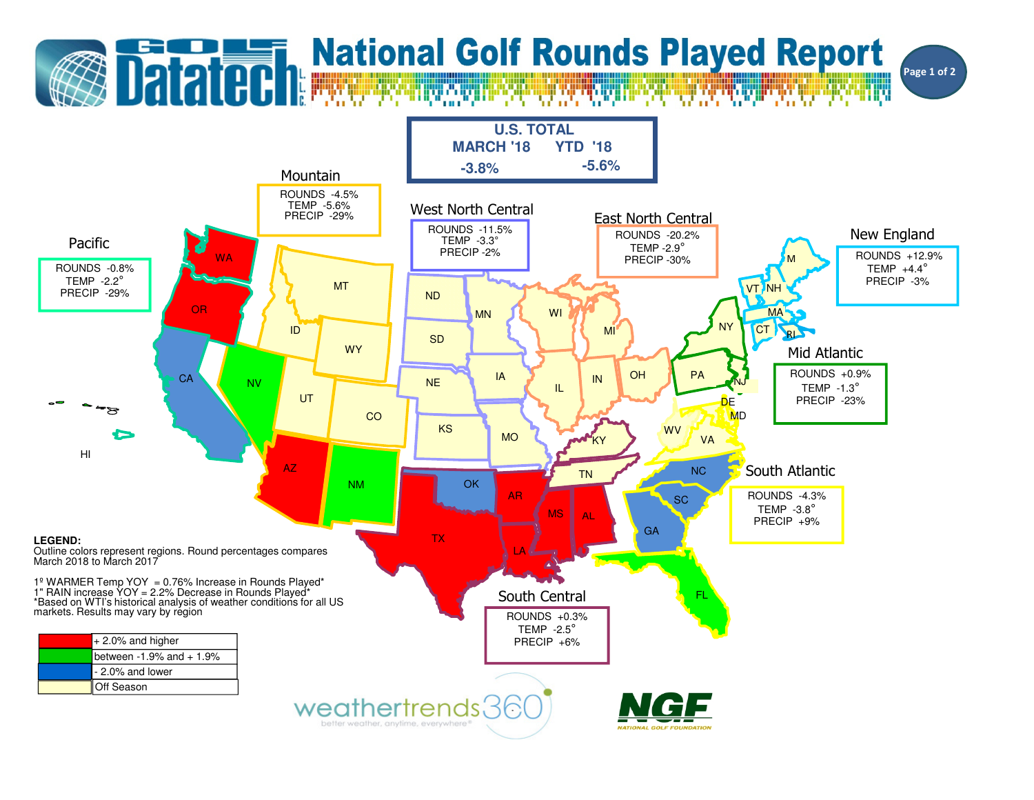# National Golf Rounds Played Report

Golf Datatech L.L.C.

## U.S. TOTAL

| MARCH '18 | YTD '18 |
|---|---|
| -3.8% | -5.6% |

## Regional Data

| Region | Rounds | Temp | Precip |
|---|---|---|---|
| Pacific | -0.8% | -2.2° | -29% |
| Mountain | -4.5% | -5.6% | -29% |
| West North Central | -11.5% | -3.3° | -2% |
| East North Central | -20.2% | -2.9° | -30% |
| New England | +12.9% | +4.4° | -3% |
| Mid Atlantic | +0.9% | -1.3° | -23% |
| South Atlantic | -4.3% | -3.8° | +9% |
| South Central | +0.3% | -2.5° | +6% |

WA, OR, CA, HI, ID, MT, WY, NV, UT, CO, AZ, NM, ND, SD, NE, KS, MN, IA, MO, WI, MI, IL, IN, OH, KY, TN, OK, TX, AR, LA, MS, AL, GA, FL, SC, NC, VA, WV, MD, DE, NJ, PA, NY, CT, RI, MA, VT, NH, M

**LEGEND:**
Outline colors represent regions. Round percentages compares March 2018 to March 2017

1º WARMER Temp YOY = 0.76% Increase in Rounds Played*
1" RAIN increase YOY = 2.2% Decrease in Rounds Played*
*Based on WTI's historical analysis of weather conditions for all US markets. Results may vary by region

| Color | Meaning |
|---|---|
| Red | + 2.0% and higher |
| Green | between -1.9% and + 1.9% |
| Blue | - 2.0% and lower |
| Light Yellow | Off Season |

weathertrends360 — better weather, anytime, everywhere®

NGF — NATIONAL GOLF FOUNDATION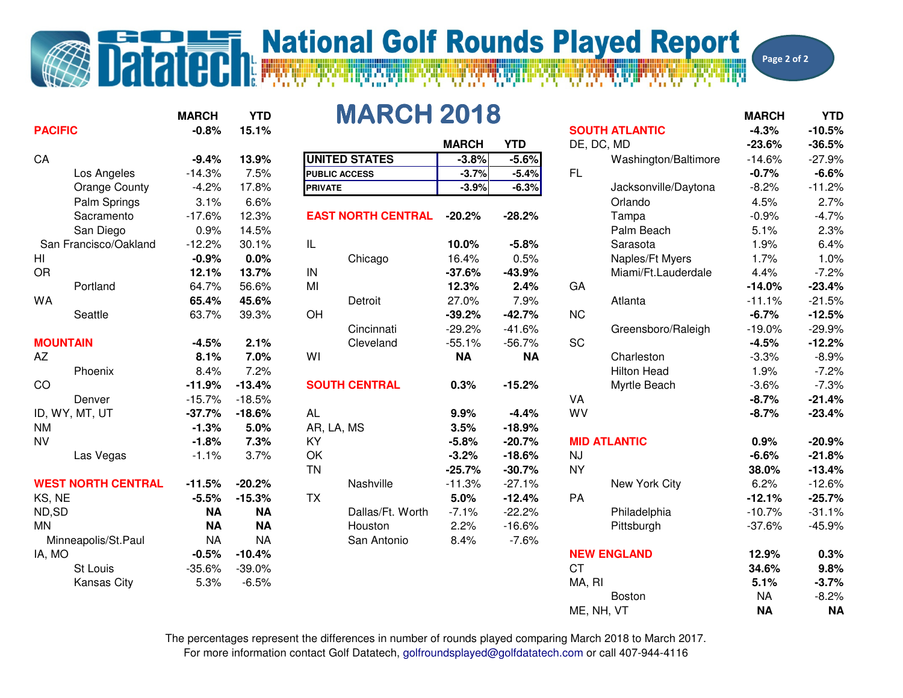# National Golf Rounds Played Report

## MARCH 2018

| | MARCH | YTD |
|---|---|---|
| **UNITED STATES** | **-3.8%** | **-5.6%** |
| **PUBLIC ACCESS** | **-3.7%** | **-5.4%** |
| **PRIVATE** | **-3.9%** | **-6.3%** |

| | MARCH | YTD |
|---|---|---|
| **PACIFIC** | **-0.8%** | **15.1%** |
| CA | **-9.4%** | **13.9%** |
| Los Angeles | -14.3% | 7.5% |
| Orange County | -4.2% | 17.8% |
| Palm Springs | 3.1% | 6.6% |
| Sacramento | -17.6% | 12.3% |
| San Diego | 0.9% | 14.5% |
| San Francisco/Oakland | -12.2% | 30.1% |
| HI | **-0.9%** | **0.0%** |
| OR | **12.1%** | **13.7%** |
| Portland | 64.7% | 56.6% |
| WA | **65.4%** | **45.6%** |
| Seattle | 63.7% | 39.3% |
| **MOUNTAIN** | **-4.5%** | **2.1%** |
| AZ | **8.1%** | **7.0%** |
| Phoenix | 8.4% | 7.2% |
| CO | **-11.9%** | **-13.4%** |
| Denver | -15.7% | -18.5% |
| ID, WY, MT, UT | **-37.7%** | **-18.6%** |
| NM | **-1.3%** | **5.0%** |
| NV | **-1.8%** | **7.3%** |
| Las Vegas | -1.1% | 3.7% |
| **WEST NORTH CENTRAL** | **-11.5%** | **-20.2%** |
| KS, NE | **-5.5%** | **-15.3%** |
| ND,SD | **NA** | **NA** |
| MN | **NA** | **NA** |
| Minneapolis/St.Paul | NA | NA |
| IA, MO | **-0.5%** | **-10.4%** |
| St Louis | -35.6% | -39.0% |
| Kansas City | 5.3% | -6.5% |

| | MARCH | YTD |
|---|---|---|
| **EAST NORTH CENTRAL** | **-20.2%** | **-28.2%** |
| IL | **10.0%** | **-5.8%** |
| Chicago | 16.4% | 0.5% |
| IN | **-37.6%** | **-43.9%** |
| MI | **12.3%** | **2.4%** |
| Detroit | 27.0% | 7.9% |
| OH | **-39.2%** | **-42.7%** |
| Cincinnati | -29.2% | -41.6% |
| Cleveland | -55.1% | -56.7% |
| WI | **NA** | **NA** |
| **SOUTH CENTRAL** | **0.3%** | **-15.2%** |
| AL | **9.9%** | **-4.4%** |
| AR, LA, MS | **3.5%** | **-18.9%** |
| KY | **-5.8%** | **-20.7%** |
| OK | **-3.2%** | **-18.6%** |
| TN | **-25.7%** | **-30.7%** |
| Nashville | -11.3% | -27.1% |
| TX | **5.0%** | **-12.4%** |
| Dallas/Ft. Worth | -7.1% | -22.2% |
| Houston | 2.2% | -16.6% |
| San Antonio | 8.4% | -7.6% |

| | MARCH | YTD |
|---|---|---|
| **SOUTH ATLANTIC** | **-4.3%** | **-10.5%** |
| DE, DC, MD | **-23.6%** | **-36.5%** |
| Washington/Baltimore | -14.6% | -27.9% |
| FL | **-0.7%** | **-6.6%** |
| Jacksonville/Daytona | -8.2% | -11.2% |
| Orlando | 4.5% | 2.7% |
| Tampa | -0.9% | -4.7% |
| Palm Beach | 5.1% | 2.3% |
| Sarasota | 1.9% | 6.4% |
| Naples/Ft Myers | 1.7% | 1.0% |
| Miami/Ft.Lauderdale | 4.4% | -7.2% |
| GA | **-14.0%** | **-23.4%** |
| Atlanta | -11.1% | -21.5% |
| NC | **-6.7%** | **-12.5%** |
| Greensboro/Raleigh | -19.0% | -29.9% |
| SC | **-4.5%** | **-12.2%** |
| Charleston | -3.3% | -8.9% |
| Hilton Head | 1.9% | -7.2% |
| Myrtle Beach | -3.6% | -7.3% |
| VA | **-8.7%** | **-21.4%** |
| WV | **-8.7%** | **-23.4%** |
| **MID ATLANTIC** | **0.9%** | **-20.9%** |
| NJ | **-6.6%** | **-21.8%** |
| NY | **38.0%** | **-13.4%** |
| New York City | 6.2% | -12.6% |
| PA | **-12.1%** | **-25.7%** |
| Philadelphia | -10.7% | -31.1% |
| Pittsburgh | -37.6% | -45.9% |
| **NEW ENGLAND** | **12.9%** | **0.3%** |
| CT | **34.6%** | **9.8%** |
| MA, RI | **5.1%** | **-3.7%** |
| Boston | NA | -8.2% |
| ME, NH, VT | **NA** | **NA** |

The percentages represent the differences in number of rounds played comparing March 2018 to March 2017.
For more information contact Golf Datatech, golfroundsplayed@golfdatatech.com or call 407-944-4116